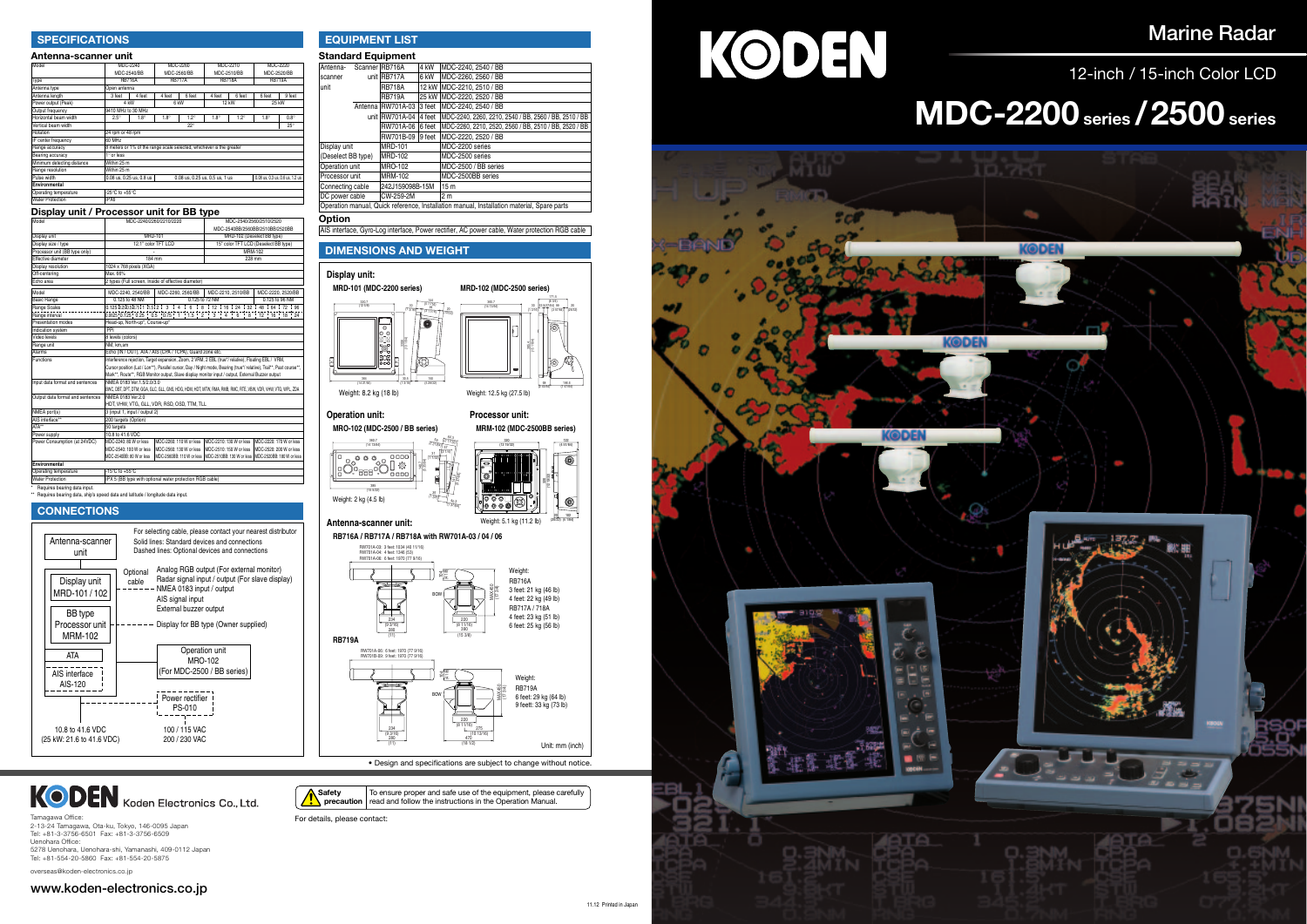# KODEN

## Marine Radar

12-inch / 15-inch Color LCD

# MDC-2200 series / 2500 series

## SPECIFICATIONS

### Antenna-scanner unit

| Model | MDC-2240 MDC-2540/BB | | MDC-2260 MDC-2560/BB | | MDC-2210 MDC-2510/BB | | MDC-2220 MDC-2520/BB | |
|---|---|---|---|---|---|---|---|---|
| Type | RB716A | | RB717A | | RB718A | | RB719A | |
| Antenna type | Open antenna | | | | | | | |
| Antenna length | 3 feet | 4 feet | 4 feet | 6 feet | 4 feet | 6 feet | 6 feet | 9 feet |
| Power output (Peak) | 4 kW | | 6 kW | | 12 kW | | 25 kW | |
| Output frequency | 9410 MHz ± 30 MHz | | | | | | | |
| Horizontal beam width | 2.5° | 1.8° | 1.8° | 1.2° | 1.8° | 1.2° | 1.8° | 0.8° |
| Vertical beam width | 22° | | | | | | | 25° |
| Rotation | 24 rpm or 48 rpm | | | | | | | |
| IF center frequency | 60 MHz | | | | | | | |
| Range accuracy | 8 meters or 1% of the range scale selected, whichever is the greater | | | | | | | |
| Bearing accuracy | 1° or less | | | | | | | |
| Minimum detecting distance | Within 25 m | | | | | | | |
| Range resolution | Within 25 m | | | | | | | |
| Pulse width | 0.08 us, 0.25 us, 0.8 us | | 0.08 us, 0.25 us, 0.5 us, 1 us | | | | 0.08 us, 0.3 us, 0.6 us, 1.2 us | |
| **Environmental** | | | | | | | | |
| Operating temperature | -25°C to +55°C | | | | | | | |
| Water Protection | IPX6 | | | | | | | |

### Display unit / Processor unit for BB type

| Model | MDC-2240/2260/2210/2220 | MDC-2540/2560/2510/2520 MDC-2540BB/2560BB/2510BB/2520BB |
|---|---|---|
| Display unit | MRD-101 | MRD-102 (Deselect BB type) |
| Display size / type | 12.1" color TFT LCD | 15" color TFT LCD (Deselect BB type) |
| Processor unit (BB type only) | | MRM-102 |
| Effective diameter | 184 mm | 228 mm |
| Display resolution | 1024 x 768 pixels (XGA) | |
| Off-centering | Max. 66% | |
| Echo area | 2 types (Full screen, Inside of effective diameter) | |

| Model | MDC-2240, 2540/BB | MDC-2260, 2560/BB | MDC-2210, 2510/BB | MDC-2220, 2520/BB |
|---|---|---|---|---|
| Basic Range | 0.125 to 48 NM | 0.125 to 72 NM | | 0.125 to 96 NM |
| Range Scales | 0.125 / 0.25 / 0.5 / 0.75 / 1 / 1.5 / 2 / 3 / 4 / 6 / 8 / 12 / 16 / 24 / 32 / 48 / 64 / 72 / 96 | | | |
| Range rings | 0.025 / 0.05 / 0.1 / 0.25 / 0.25 / 0.5 / 0.5 / 1 / 1 / 2 / 2 / 4 / 4 / 4 / 8 / 12 / 16 / 16 / 24 | | | |
| Presentation modes | Head-up, North-up*, Course-up* | | | |
| Indication system | PPI | | | |
| Video levels | 8 levels (colors) | | | |
| Range unit | NM, km,sm | | | |
| Alarms | Echo (IN / OUT), ATA / AIS (CPA / TCPA), Guard zone etc. | | | |
| Functions | Interference rejection, Target expansion, Zoom, 2 VRM, 2 EBL (true*/ relative), Floating EBL / VRM, Cursor position (Lat / Lon**), Parallel cursor, Day / Night mode, Bearing (true*/ relative), Trail**, Past course**, Mark**, Route**, RGB Monitor output, Slave display mode, Signal input / output, External Buzzer output | | | |
| Input data format and sentences | NMEA 0183 Ver.1.5/2.0/3.0 BWC, DBT, DPT, DTM, GGA, GLC, GLL, GNS, HDG, HDM, HDT, MTW, RMA, RMB, RMC, RTE, VBW, VDR, VHW, VTG, WPL, ZDA | | | |
| Output data format and sentences | NMEA 0183 Ver.2.0 HDT, VHW, VTG, GLL, VDR, RSD, OSD, TTM, TLL | | | |
| NMEA port(s) | 3 (input 1, input / output 2) | | | |
| AIS interface** | 200 targets (Option) | | | |
| ATA** | 50 targets | | | |
| Power supply | 10.8 to 41.6 VDC | | | |
| Power Consumption (at 24VDC) | MDC-2240: 85 W or less MDC-2540: 100 W or less MDC-2540BB: 90 W or less | MDC-2260: 110 W or less MDC-2560: 130 W or less MDC-2560BB: 110 W or less | MDC-2210: 130 W or less MDC-2510: 150 W or less MDC-2510BB: 130 W or less | MDC-2220: 170 W or less MDC-2520: 200 W or less MDC-2520BB: 180 W or less |
| **Environmental** | | | | |
| Operating temperature | -15°C to +55°C | | | |
| Water Protection | IPX 5 (BB type with optional water protection RGB cable) | | | |

\* Requires bearing data input.
\** Requires bearing data, ship's speed data and latitude / longitude data input.

## CONNECTIONS

For selecting cable, please contact your nearest distributor
Solid lines: Standard devices and connections
Dashed lines: Optional devices and connections

Antenna-scanner unit
Display unit MRD-101 / 102
BB type Processor unit MRM-102
ATA
AIS interface AIS-120
Optional cable
Analog RGB output (For external monitor)
Radar signal input / output (For slave display)
NMEA 0183 input / output
AIS signal input
External buzzer output
Display for BB type (Owner supplied)
Operation unit MRO-102 (For MDC-2500 / BB series)
Power rectifier PS-010
10.8 to 41.6 VDC (25 kW: 21.6 to 41.6 VDC)
100 / 115 VAC 200 / 230 VAC

## EQUIPMENT LIST

### Standard Equipment

| | | | | |
|---|---|---|---|---|
| Antenna-scanner unit | Scanner unit | RB716A | 4 kW | MDC-2240, 2540 / BB |
| | | RB717A | 6 kW | MDC-2260, 2560 / BB |
| | | RB718A | 12 kW | MDC-2210, 2510 / BB |
| | | RB719A | 25 kW | MDC-2220, 2520 / BB |
| | Antenna unit | RW701A-03 | 3 feet | MDC-2240, 2540 / BB |
| | | RW701A-04 | 4 feet | MDC-2240, 2260, 2210, 2540 / BB, 2560 / BB, 2510 / BB |
| | | RW701A-06 | 6 feet | MDC-2260, 2210, 2520, 2560 / BB, 2510 / BB, 2520 / BB |
| | | RW701B-09 | 9 feet | MDC-2220, 2520 / BB |
| Display unit | | MRD-101 | | MDC-2200 series |
| (Deselect BB type) | | MRD-102 | | MDC-2500 series |
| Operation unit | | MRO-102 | | MDC-2500 / BB series |
| Processor unit | | MRM-102 | | MDC-2500BB series |
| Connecting cable | | 242J159098B-15M | | 15 m |
| DC power cable | | CW-259-2M | | 2 m |
| Operation manual, Quick reference, Installation manual, Installation material, Spare parts | | | | |

### Option

AIS interface, Gyro-Log interface, Power rectifier, AC power cable, Water protection RGB cable

## DIMENSIONS AND WEIGHT

### Display unit:

**MRD-101 (MDC-2200 series)**

Weight: 8.2 kg (18 lb)

**MRD-102 (MDC-2500 series)**

Weight: 12.5 kg (27.5 lb)

### Operation unit:

**MRO-102 (MDC-2500 / BB series)**

Weight: 2 kg (4.5 lb)

### Processor unit:

**MRM-102 (MDC-2500BB series)**

Weight: 5.1 kg (11.2 lb)

### Antenna-scanner unit:

**RB716A / RB717A / RB718A with RW701A-03 / 04 / 06**

RW701A-03: 3 feet: 1034 (40 11/16)
RW701A-04: 4 feet: 1346 (53)
RW701A-06: 6 feet: 1970 (77 9/16)

Weight:
RB716A
3 feet: 21 kg (46 lb)
4 feet: 22 kg (49 lb)
RB717A / 718A
4 feet: 23 kg (51 lb)
6 feet: 25 kg (56 lb)

**RB719A**

RW701A-06: 6 feet: 1970 (77 9/16)
RW701B-09: 9 feet: 1970 (77 9/16)

Weight:
RB719A
6 feet: 29 kg (64 lb)
9 feet: 33 kg (73 lb)

Unit: mm (inch)

• Design and specifications are subject to change without notice.

**Safety precaution** To ensure proper and safe use of the equipment, please carefully read and follow the instructions in the Operation Manual.

For details, please contact:

**KODEN** Koden Electronics Co., Ltd.

Tamagawa Office:
2-13-24 Tamagawa, Ota-ku, Tokyo, 146-0095 Japan
Tel: +81-3-3756-6501 Fax: +81-3-3756-6509
Uenohara Office:
5278 Uenohara, Uenohara-shi, Yamanashi, 409-0112 Japan
Tel: +81-554-20-5860 Fax: +81-554-20-5875

overseas@koden-electronics.co.jp

**www.koden-electronics.co.jp**

11.12 Printed in Japan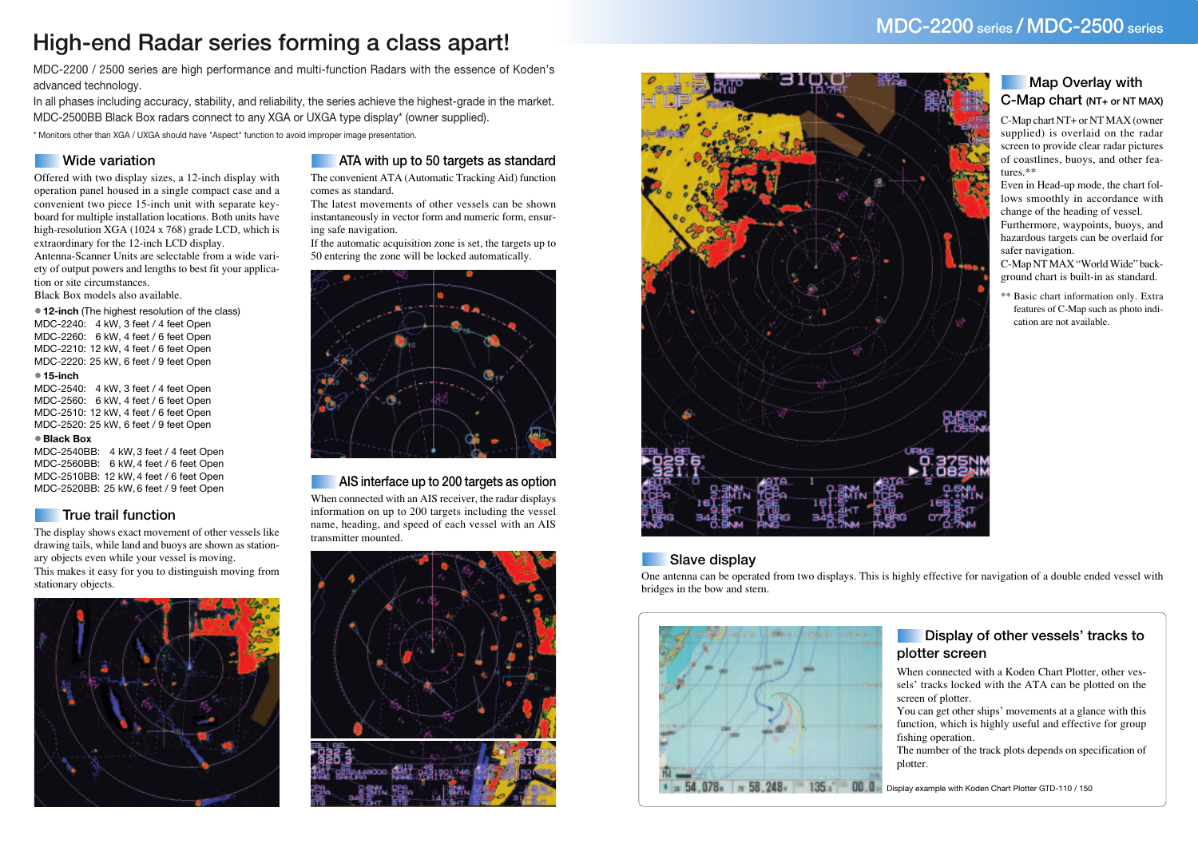# High-end Radar series forming a class apart!

MDC-2200 / 2500 series are high performance and multi-function Radars with the essence of Koden's advanced technology.

In all phases including accuracy, stability, and reliability, the series achieve the highest-grade in the market. MDC-2500BB Black Box radars connect to any XGA or UXGA type display* (owner supplied).

* Monitors other than XGA / UXGA should have "Aspect" function to avoid improper image presentation.

## Wide variation

Offered with two display sizes, a 12-inch display with operation panel housed in a single compact case and a convenient two piece 15-inch unit with separate keyboard for multiple installation locations. Both units have high-resolution XGA (1024 x 768) grade LCD, which is extraordinary for the 12-inch LCD display.

Antenna-Scanner Units are selectable from a wide variety of output powers and lengths to best fit your application or site circumstances.

Black Box models also available.

- **12-inch** (The highest resolution of the class)

MDC-2240: 4 kW, 3 feet / 4 feet Open
MDC-2260: 6 kW, 4 feet / 6 feet Open
MDC-2210: 12 kW, 4 feet / 6 feet Open
MDC-2220: 25 kW, 6 feet / 9 feet Open

- **15-inch**

MDC-2540: 4 kW, 3 feet / 4 feet Open
MDC-2560: 6 kW, 4 feet / 6 feet Open
MDC-2510: 12 kW, 4 feet / 6 feet Open
MDC-2520: 25 kW, 6 feet / 9 feet Open

- **Black Box**

MDC-2540BB: 4 kW, 3 feet / 4 feet Open
MDC-2560BB: 6 kW, 4 feet / 6 feet Open
MDC-2510BB: 12 kW, 4 feet / 6 feet Open
MDC-2520BB: 25 kW, 6 feet / 9 feet Open

## True trail function

The display shows exact movement of other vessels like drawing tails, while land and buoys are shown as stationary objects even while your vessel is moving.

This makes it easy for you to distinguish moving from stationary objects.

## ATA with up to 50 targets as standard

The convenient ATA (Automatic Tracking Aid) function comes as standard.

The latest movements of other vessels can be shown instantaneously in vector form and numeric form, ensuring safe navigation.

If the automatic acquisition zone is set, the targets up to 50 entering the zone will be locked automatically.

## AIS interface up to 200 targets as option

When connected with an AIS receiver, the radar displays information on up to 200 targets including the vessel name, heading, and speed of each vessel with an AIS transmitter mounted.

## Map Overlay with C-Map chart (NT+ or NT MAX)

C-Map chart NT+ or NT MAX (owner supplied) is overlaid on the radar screen to provide clear radar pictures of coastlines, buoys, and other features.**

Even in Head-up mode, the chart follows smoothly in accordance with change of the heading of vessel.

Furthermore, waypoints, buoys, and hazardous targets can be overlaid for safer navigation.

C-Map NT MAX "World Wide" background chart is built-in as standard.

** Basic chart information only. Extra features of C-Map such as photo indication are not available.

## Slave display

One antenna can be operated from two displays. This is highly effective for navigation of a double ended vessel with bridges in the bow and stern.

## Display of other vessels' tracks to plotter screen

When connected with a Koden Chart Plotter, other vessels' tracks locked with the ATA can be plotted on the screen of plotter.

You can get other ships' movements at a glance with this function, which is highly useful and effective for group fishing operation.

The number of the track plots depends on specification of plotter.

Display example with Koden Chart Plotter GTD-110 / 150